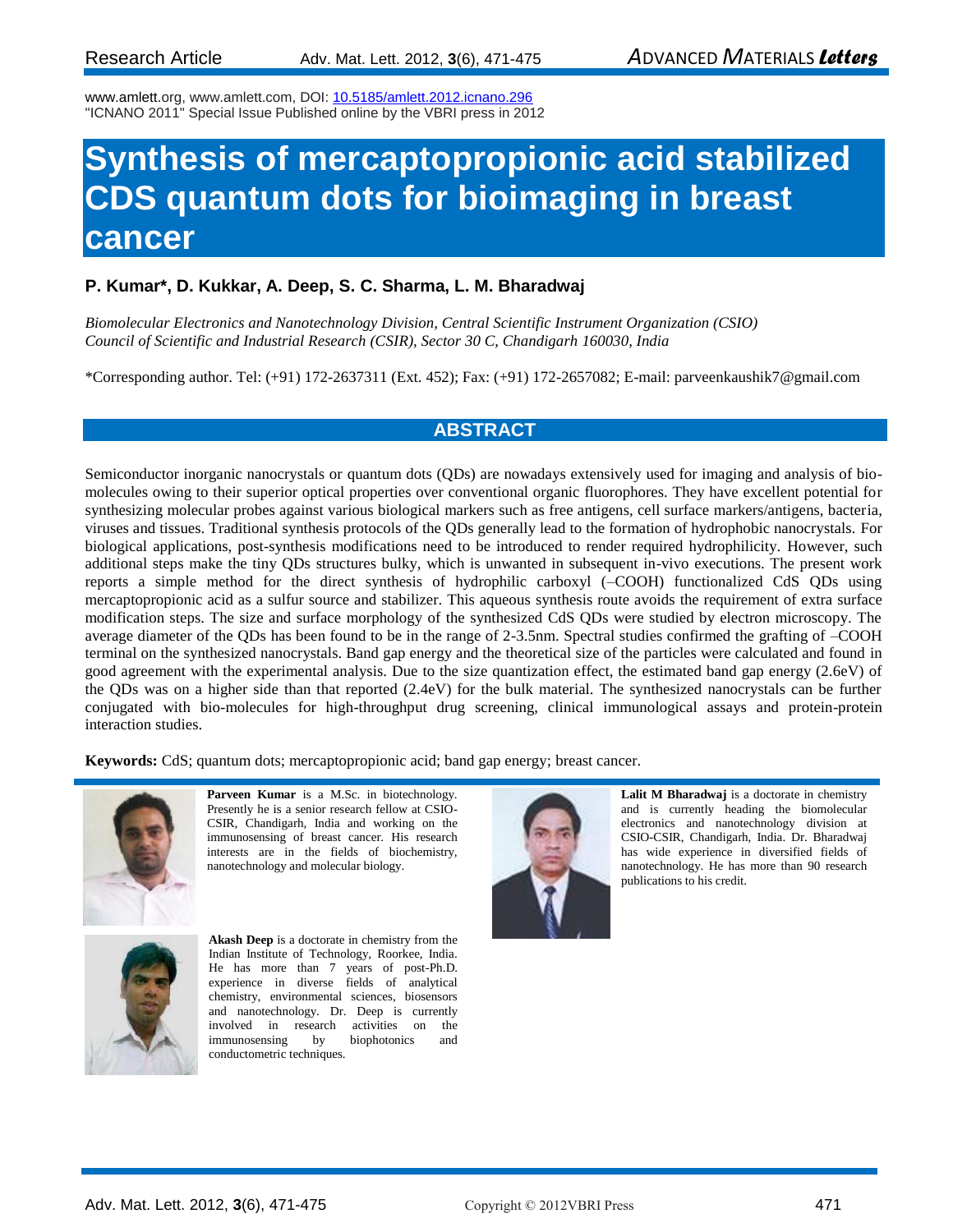Research Article

www.amlett.org, www.amlett.com, DOI: 10.5185/amlett.2012.icnano.296
"ICNANO 2011" Special Issue Published online by the VBRI press in 2012

# Synthesis of mercaptopropionic acid stabilized CDS quantum dots for bioimaging in breast cancer

**P. Kumar*, D. Kukkar, A. Deep, S. C. Sharma, L. M. Bharadwaj**

*Biomolecular Electronics and Nanotechnology Division, Central Scientific Instrument Organization (CSIO)*
*Council of Scientific and Industrial Research (CSIR), Sector 30 C, Chandigarh 160030, India*

*Corresponding author. Tel: (+91) 172-2637311 (Ext. 452); Fax: (+91) 172-2657082; E-mail: parveenkaushik7@gmail.com

## ABSTRACT

Semiconductor inorganic nanocrystals or quantum dots (QDs) are nowadays extensively used for imaging and analysis of bio-molecules owing to their superior optical properties over conventional organic fluorophores. They have excellent potential for synthesizing molecular probes against various biological markers such as free antigens, cell surface markers/antigens, bacteria, viruses and tissues. Traditional synthesis protocols of the QDs generally lead to the formation of hydrophobic nanocrystals. For biological applications, post-synthesis modifications need to be introduced to render required hydrophilicity. However, such additional steps make the tiny QDs structures bulky, which is unwanted in subsequent in-vivo executions. The present work reports a simple method for the direct synthesis of hydrophilic carboxyl (–COOH) functionalized CdS QDs using mercaptopropionic acid as a sulfur source and stabilizer. This aqueous synthesis route avoids the requirement of extra surface modification steps. The size and surface morphology of the synthesized CdS QDs were studied by electron microscopy. The average diameter of the QDs has been found to be in the range of 2-3.5nm. Spectral studies confirmed the grafting of –COOH terminal on the synthesized nanocrystals. Band gap energy and the theoretical size of the particles were calculated and found in good agreement with the experimental analysis. Due to the size quantization effect, the estimated band gap energy (2.6eV) of the QDs was on a higher side than that reported (2.4eV) for the bulk material. The synthesized nanocrystals can be further conjugated with bio-molecules for high-throughput drug screening, clinical immunological assays and protein-protein interaction studies.

**Keywords:** CdS; quantum dots; mercaptopropionic acid; band gap energy; breast cancer.

**Parveen Kumar** is a M.Sc. in biotechnology. Presently he is a senior research fellow at CSIO-CSIR, Chandigarh, India and working on the immunosensing of breast cancer. His research interests are in the fields of biochemistry, nanotechnology and molecular biology.

**Akash Deep** is a doctorate in chemistry from the Indian Institute of Technology, Roorkee, India. He has more than 7 years of post-Ph.D. experience in diverse fields of analytical chemistry, environmental sciences, biosensors and nanotechnology. Dr. Deep is currently involved in research activities on the immunosensing by biophotonics and conductometric techniques.

**Lalit M Bharadwaj** is a doctorate in chemistry and is currently heading the biomolecular electronics and nanotechnology division at CSIO-CSIR, Chandigarh, India. Dr. Bharadwaj has wide experience in diversified fields of nanotechnology. He has more than 90 research publications to his credit.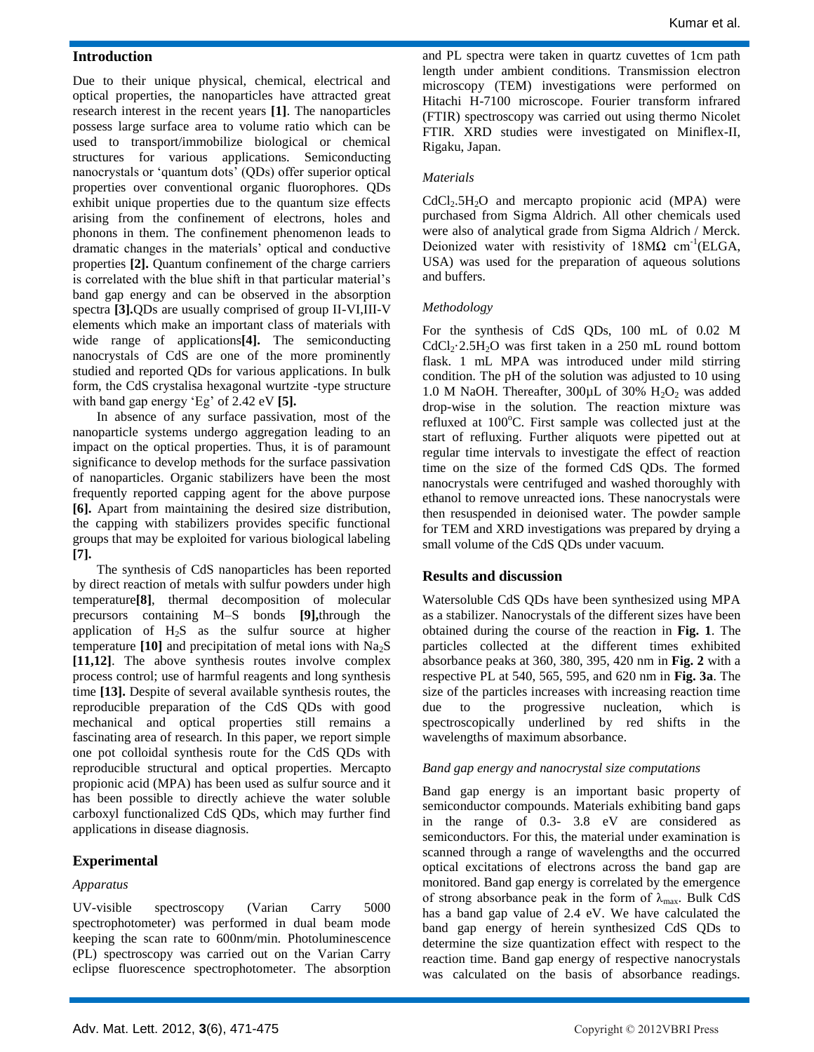## Introduction

Due to their unique physical, chemical, electrical and optical properties, the nanoparticles have attracted great research interest in the recent years **[1]**. The nanoparticles possess large surface area to volume ratio which can be used to transport/immobilize biological or chemical structures for various applications. Semiconducting nanocrystals or 'quantum dots' (QDs) offer superior optical properties over conventional organic fluorophores. QDs exhibit unique properties due to the quantum size effects arising from the confinement of electrons, holes and phonons in them. The confinement phenomenon leads to dramatic changes in the materials' optical and conductive properties **[2].** Quantum confinement of the charge carriers is correlated with the blue shift in that particular material's band gap energy and can be observed in the absorption spectra **[3].**QDs are usually comprised of group II-VI,III-V elements which make an important class of materials with wide range of applications**[4].** The semiconducting nanocrystals of CdS are one of the more prominently studied and reported QDs for various applications. In bulk form, the CdS crystalisa hexagonal wurtzite -type structure with band gap energy 'Eg' of 2.42 eV **[5].**

In absence of any surface passivation, most of the nanoparticle systems undergo aggregation leading to an impact on the optical properties. Thus, it is of paramount significance to develop methods for the surface passivation of nanoparticles. Organic stabilizers have been the most frequently reported capping agent for the above purpose **[6].** Apart from maintaining the desired size distribution, the capping with stabilizers provides specific functional groups that may be exploited for various biological labeling **[7].**

The synthesis of CdS nanoparticles has been reported by direct reaction of metals with sulfur powders under high temperature**[8]**, thermal decomposition of molecular precursors containing M–S bonds **[9],**through the application of $H_2S$ as the sulfur source at higher temperature **[10]** and precipitation of metal ions with $Na_2S$ **[11,12]**. The above synthesis routes involve complex process control; use of harmful reagents and long synthesis time **[13].** Despite of several available synthesis routes, the reproducible preparation of the CdS QDs with good mechanical and optical properties still remains a fascinating area of research. In this paper, we report simple one pot colloidal synthesis route for the CdS QDs with reproducible structural and optical properties. Mercapto propionic acid (MPA) has been used as sulfur source and it has been possible to directly achieve the water soluble carboxyl functionalized CdS QDs, which may further find applications in disease diagnosis.

## Experimental

### *Apparatus*

UV-visible spectroscopy (Varian Carry 5000 spectrophotometer) was performed in dual beam mode keeping the scan rate to 600nm/min. Photoluminescence (PL) spectroscopy was carried out on the Varian Carry eclipse fluorescence spectrophotometer. The absorption and PL spectra were taken in quartz cuvettes of 1cm path length under ambient conditions. Transmission electron microscopy (TEM) investigations were performed on Hitachi H-7100 microscope. Fourier transform infrared (FTIR) spectroscopy was carried out using thermo Nicolet FTIR. XRD studies were investigated on Miniflex-II, Rigaku, Japan.

### *Materials*

$CdCl_2.5H_2O$ and mercapto propionic acid (MPA) were purchased from Sigma Aldrich. All other chemicals used were also of analytical grade from Sigma Aldrich / Merck. Deionized water with resistivity of 18MΩ $cm^{-1}$(ELGA, USA) was used for the preparation of aqueous solutions and buffers.

### *Methodology*

For the synthesis of CdS QDs, 100 mL of 0.02 M $CdCl_2 \cdot 2.5H_2O$ was first taken in a 250 mL round bottom flask. 1 mL MPA was introduced under mild stirring condition. The pH of the solution was adjusted to 10 using 1.0 M NaOH. Thereafter, 300µL of 30% $H_2O_2$ was added drop-wise in the solution. The reaction mixture was refluxed at 100°C. First sample was collected just at the start of refluxing. Further aliquots were pipetted out at regular time intervals to investigate the effect of reaction time on the size of the formed CdS QDs. The formed nanocrystals were centrifuged and washed thoroughly with ethanol to remove unreacted ions. These nanocrystals were then resuspended in deionised water. The powder sample for TEM and XRD investigations was prepared by drying a small volume of the CdS QDs under vacuum.

## Results and discussion

Watersoluble CdS QDs have been synthesized using MPA as a stabilizer. Nanocrystals of the different sizes have been obtained during the course of the reaction in **Fig. 1**. The particles collected at the different times exhibited absorbance peaks at 360, 380, 395, 420 nm in **Fig. 2** with a respective PL at 540, 565, 595, and 620 nm in **Fig. 3a**. The size of the particles increases with increasing reaction time due to the progressive nucleation, which is spectroscopically underlined by red shifts in the wavelengths of maximum absorbance.

### *Band gap energy and nanocrystal size computations*

Band gap energy is an important basic property of semiconductor compounds. Materials exhibiting band gaps in the range of 0.3- 3.8 eV are considered as semiconductors. For this, the material under examination is scanned through a range of wavelengths and the occurred optical excitations of electrons across the band gap are monitored. Band gap energy is correlated by the emergence of strong absorbance peak in the form of $\lambda_{max}$. Bulk CdS has a band gap value of 2.4 eV. We have calculated the band gap energy of herein synthesized CdS QDs to determine the size quantization effect with respect to the reaction time. Band gap energy of respective nanocrystals was calculated on the basis of absorbance readings.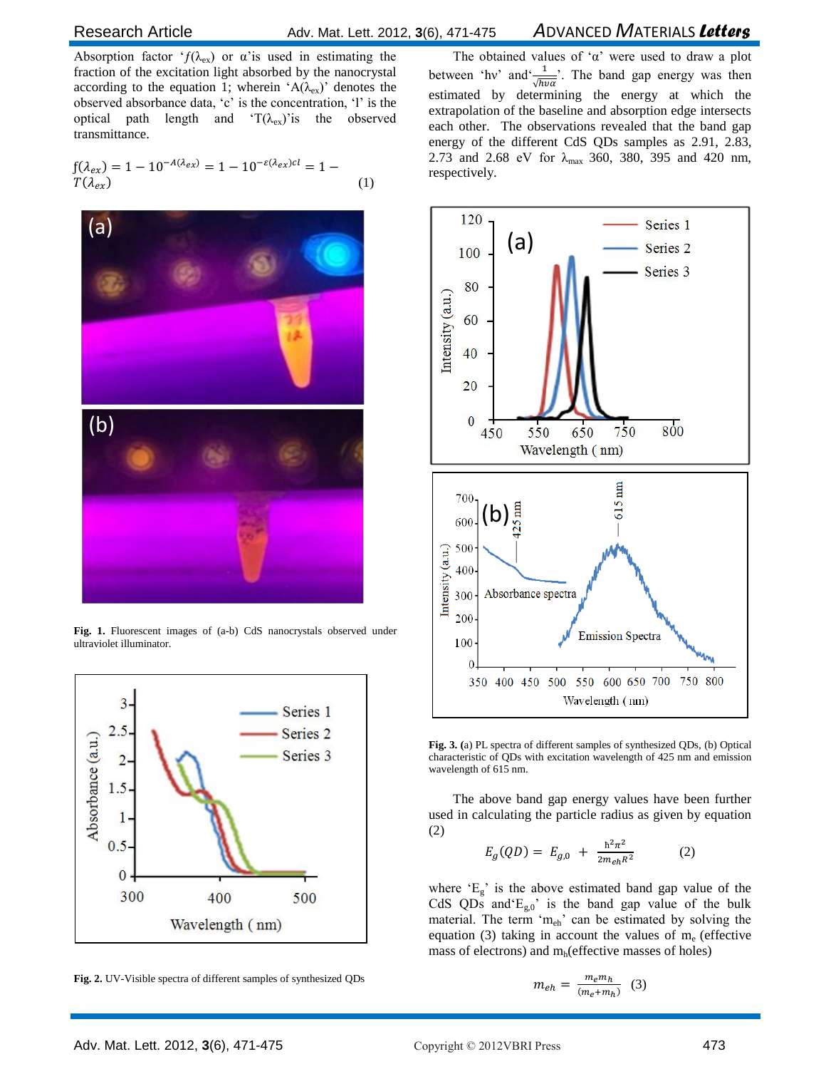Absorption factor '$f(\lambda_{ex})$ or $\alpha$'is used in estimating the fraction of the excitation light absorbed by the nanocrystal according to the equation 1; wherein '$A(\lambda_{ex})$' denotes the observed absorbance data, 'c' is the concentration, 'l' is the optical path length and '$T(\lambda_{ex})$'is the observed transmittance.

$$f(\lambda_{ex}) = 1 - 10^{-A(\lambda_{ex})} = 1 - 10^{-\varepsilon(\lambda_{ex})cl} = 1 - T(\lambda_{ex}) \quad (1)$$

**Fig. 1.** Fluorescent images of (a-b) CdS nanocrystals observed under ultraviolet illuminator.

**Fig. 2.** UV-Visible spectra of different samples of synthesized QDs

The obtained values of '$\alpha$' were used to draw a plot between '$h\nu$' and'$\frac{1}{\sqrt{h\nu\alpha}}$'. The band gap energy was then estimated by determining the energy at which the extrapolation of the baseline and absorption edge intersects each other. The observations revealed that the band gap energy of the different CdS QDs samples as 2.91, 2.83, 2.73 and 2.68 eV for $\lambda_{max}$ 360, 380, 395 and 420 nm, respectively.

**Fig. 3. (**a) PL spectra of different samples of synthesized QDs, (b) Optical characteristic of QDs with excitation wavelength of 425 nm and emission wavelength of 615 nm.

The above band gap energy values have been further used in calculating the particle radius as given by equation (2)

$$E_g(QD) = E_{g,0} + \frac{\hbar^2\pi^2}{2m_{eh}R^2} \quad (2)$$

where '$E_g$' is the above estimated band gap value of the CdS QDs and'$E_{g,0}$' is the band gap value of the bulk material. The term '$m_{eh}$' can be estimated by solving the equation (3) taking in account the values of $m_e$ (effective mass of electrons) and $m_h$(effective masses of holes)

$$m_{eh} = \frac{m_e m_h}{(m_e + m_h)} \quad (3)$$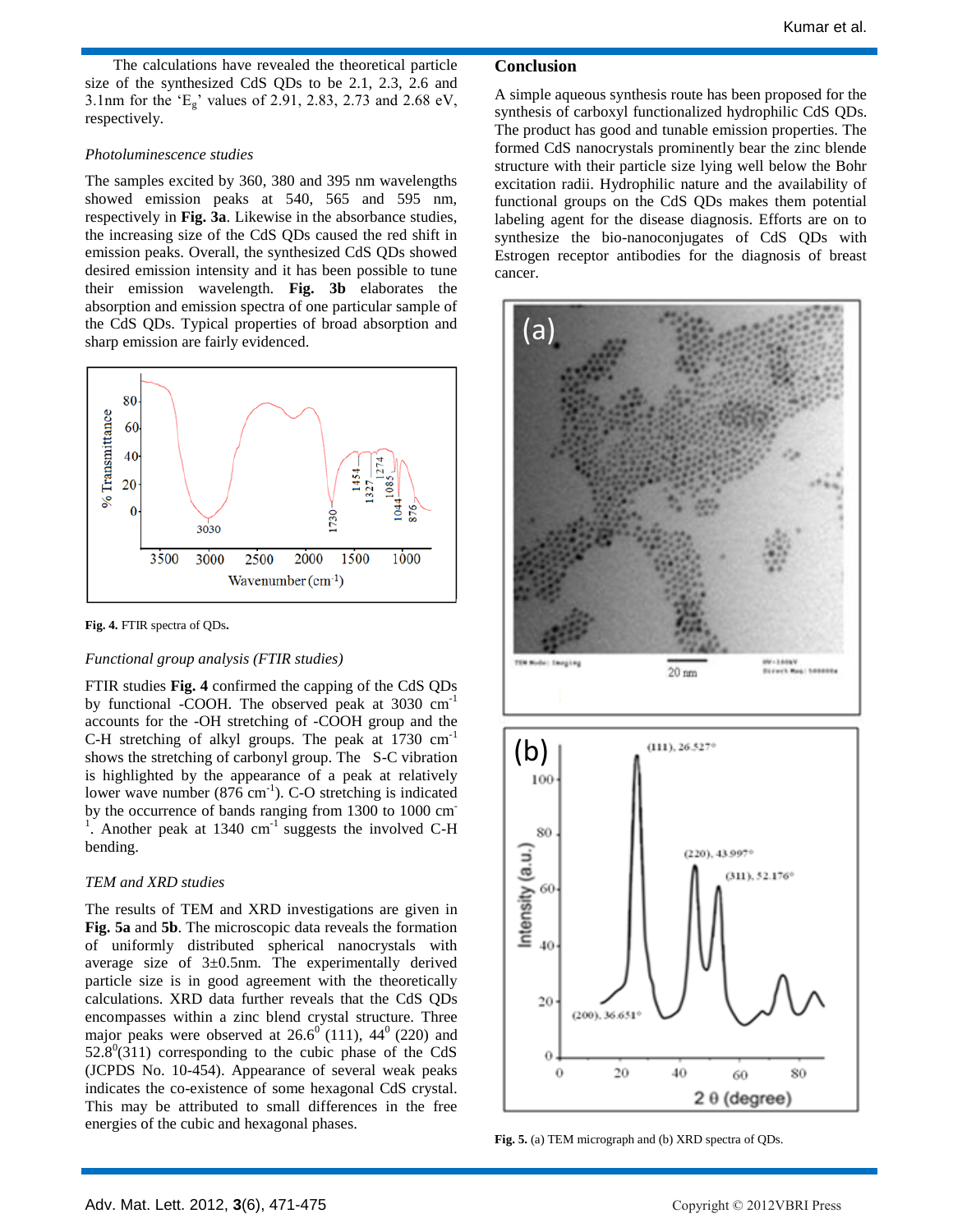The calculations have revealed the theoretical particle size of the synthesized CdS QDs to be 2.1, 2.3, 2.6 and 3.1nm for the '$E_g$' values of 2.91, 2.83, 2.73 and 2.68 eV, respectively.

### *Photoluminescence studies*

The samples excited by 360, 380 and 395 nm wavelengths showed emission peaks at 540, 565 and 595 nm, respectively in **Fig. 3a**. Likewise in the absorbance studies, the increasing size of the CdS QDs caused the red shift in emission peaks. Overall, the synthesized CdS QDs showed desired emission intensity and it has been possible to tune their emission wavelength. **Fig. 3b** elaborates the absorption and emission spectra of one particular sample of the CdS QDs. Typical properties of broad absorption and sharp emission are fairly evidenced.

**Fig. 4.** FTIR spectra of QDs**.**

### *Functional group analysis (FTIR studies)*

FTIR studies **Fig. 4** confirmed the capping of the CdS QDs by functional -COOH. The observed peak at 3030 $cm^{-1}$ accounts for the -OH stretching of -COOH group and the C-H stretching of alkyl groups. The peak at 1730 $cm^{-1}$ shows the stretching of carbonyl group. The S-C vibration is highlighted by the appearance of a peak at relatively lower wave number (876 $cm^{-1}$). C-O stretching is indicated by the occurrence of bands ranging from 1300 to 1000 $cm^{-1}$. Another peak at 1340 $cm^{-1}$ suggests the involved C-H bending.

### *TEM and XRD studies*

The results of TEM and XRD investigations are given in **Fig. 5a** and **5b**. The microscopic data reveals the formation of uniformly distributed spherical nanocrystals with average size of 3±0.5nm. The experimentally derived particle size is in good agreement with the theoretically calculations. XRD data further reveals that the CdS QDs encompasses within a zinc blend crystal structure. Three major peaks were observed at $26.6^0$ (111), $44^0$ (220) and $52.8^0$(311) corresponding to the cubic phase of the CdS (JCPDS No. 10-454). Appearance of several weak peaks indicates the co-existence of some hexagonal CdS crystal. This may be attributed to small differences in the free energies of the cubic and hexagonal phases.

## Conclusion

A simple aqueous synthesis route has been proposed for the synthesis of carboxyl functionalized hydrophilic CdS QDs. The product has good and tunable emission properties. The formed CdS nanocrystals prominently bear the zinc blende structure with their particle size lying well below the Bohr excitation radii. Hydrophilic nature and the availability of functional groups on the CdS QDs makes them potential labeling agent for the disease diagnosis. Efforts are on to synthesize the bio-nanoconjugates of CdS QDs with Estrogen receptor antibodies for the diagnosis of breast cancer.

**Fig. 5.** (a) TEM micrograph and (b) XRD spectra of QDs.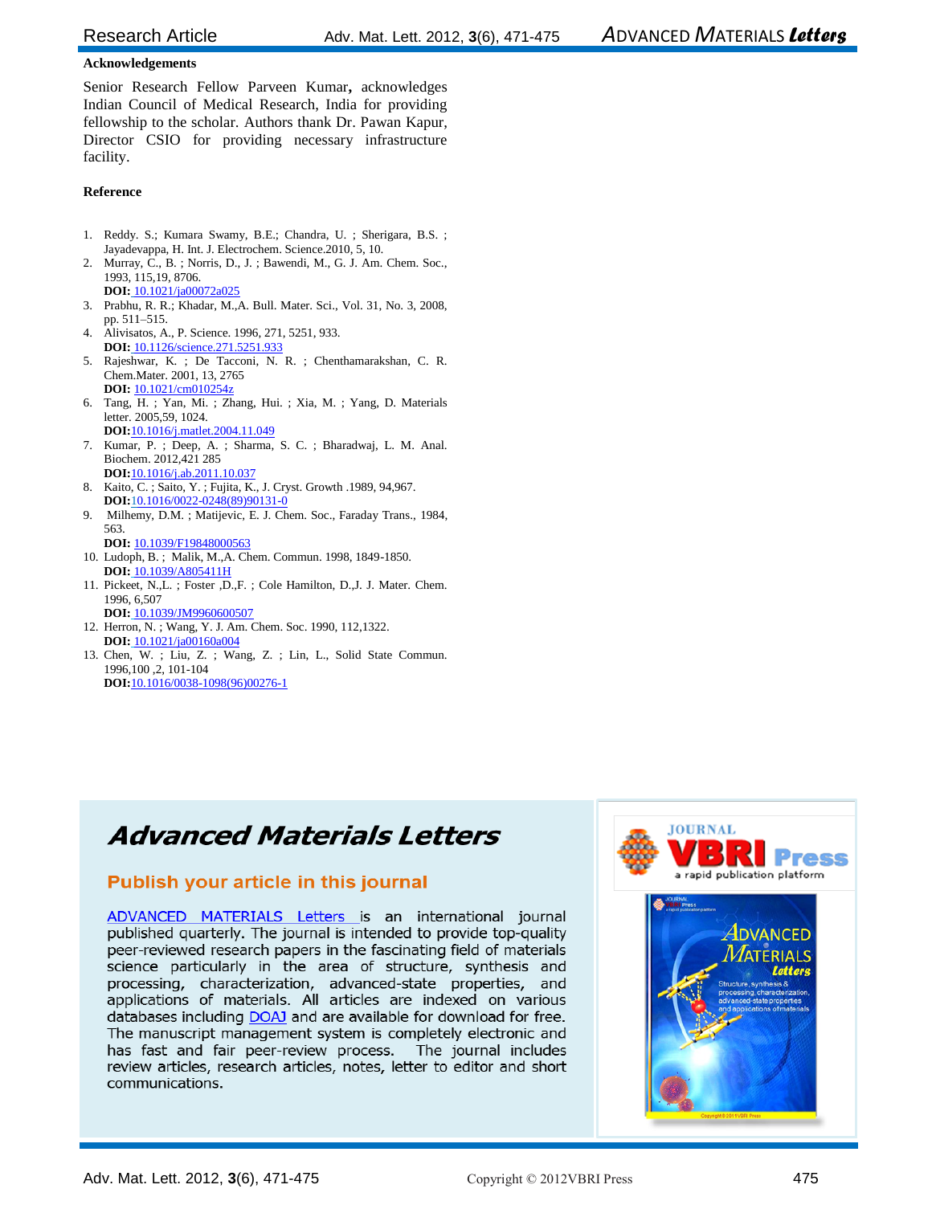**Acknowledgements**

Senior Research Fellow Parveen Kumar**,** acknowledges Indian Council of Medical Research, India for providing fellowship to the scholar. Authors thank Dr. Pawan Kapur, Director CSIO for providing necessary infrastructure facility.

**Reference**

1. Reddy. S.; Kumara Swamy, B.E.; Chandra, U. ; Sherigara, B.S. ; Jayadevappa, H. Int. J. Electrochem. Science.2010, 5, 10.
2. Murray, C., B. ; Norris, D., J. ; Bawendi, M., G. J. Am. Chem. Soc., 1993, 115,19, 8706.  
   **DOI:** 10.1021/ja00072a025
3. Prabhu, R. R.; Khadar, M.,A. Bull. Mater. Sci., Vol. 31, No. 3, 2008, pp. 511–515.
4. Alivisatos, A., P. Science. 1996, 271, 5251, 933.  
   **DOI:** 10.1126/science.271.5251.933
5. Rajeshwar, K. ; De Tacconi, N. R. ; Chenthamarakshan, C. R. Chem.Mater. 2001, 13, 2765  
   **DOI:** 10.1021/cm010254z
6. Tang, H. ; Yan, Mi. ; Zhang, Hui. ; Xia, M. ; Yang, D. Materials letter. 2005,59, 1024.  
   **DOI:**10.1016/j.matlet.2004.11.049
7. Kumar, P. ; Deep, A. ; Sharma, S. C. ; Bharadwaj, L. M. Anal. Biochem. 2012,421 285  
   **DOI:**10.1016/j.ab.2011.10.037
8. Kaito, C. ; Saito, Y. ; Fujita, K., J. Cryst. Growth .1989, 94,967.  
   **DOI:**10.1016/0022-0248(89)90131-0
9. Milhemy, D.M. ; Matijevic, E. J. Chem. Soc., Faraday Trans., 1984, 563.  
   **DOI:** 10.1039/F19848000563
10. Ludoph, B. ; Malik, M.,A. Chem. Commun. 1998, 1849-1850.  
    **DOI:** 10.1039/A805411H
11. Pickeet, N.,L. ; Foster ,D.,F. ; Cole Hamilton, D.,J. J. Mater. Chem. 1996, 6,507  
    **DOI:** 10.1039/JM9960600507
12. Herron, N. ; Wang, Y. J. Am. Chem. Soc. 1990, 112,1322.  
    **DOI:** 10.1021/ja00160a004
13. Chen, W. ; Liu, Z. ; Wang, Z. ; Lin, L., Solid State Commun. 1996,100 ,2, 101-104  
    **DOI:**10.1016/0038-1098(96)00276-1

## Advanced Materials Letters

### Publish your article in this journal

ADVANCED MATERIALS Letters is an international journal published quarterly. The journal is intended to provide top-quality peer-reviewed research papers in the fascinating field of materials science particularly in the area of structure, synthesis and processing, characterization, advanced-state properties, and applications of materials. All articles are indexed on various databases including DOAJ and are available for download for free. The manuscript management system is completely electronic and has fast and fair peer-review process. The journal includes review articles, research articles, notes, letter to editor and short communications.